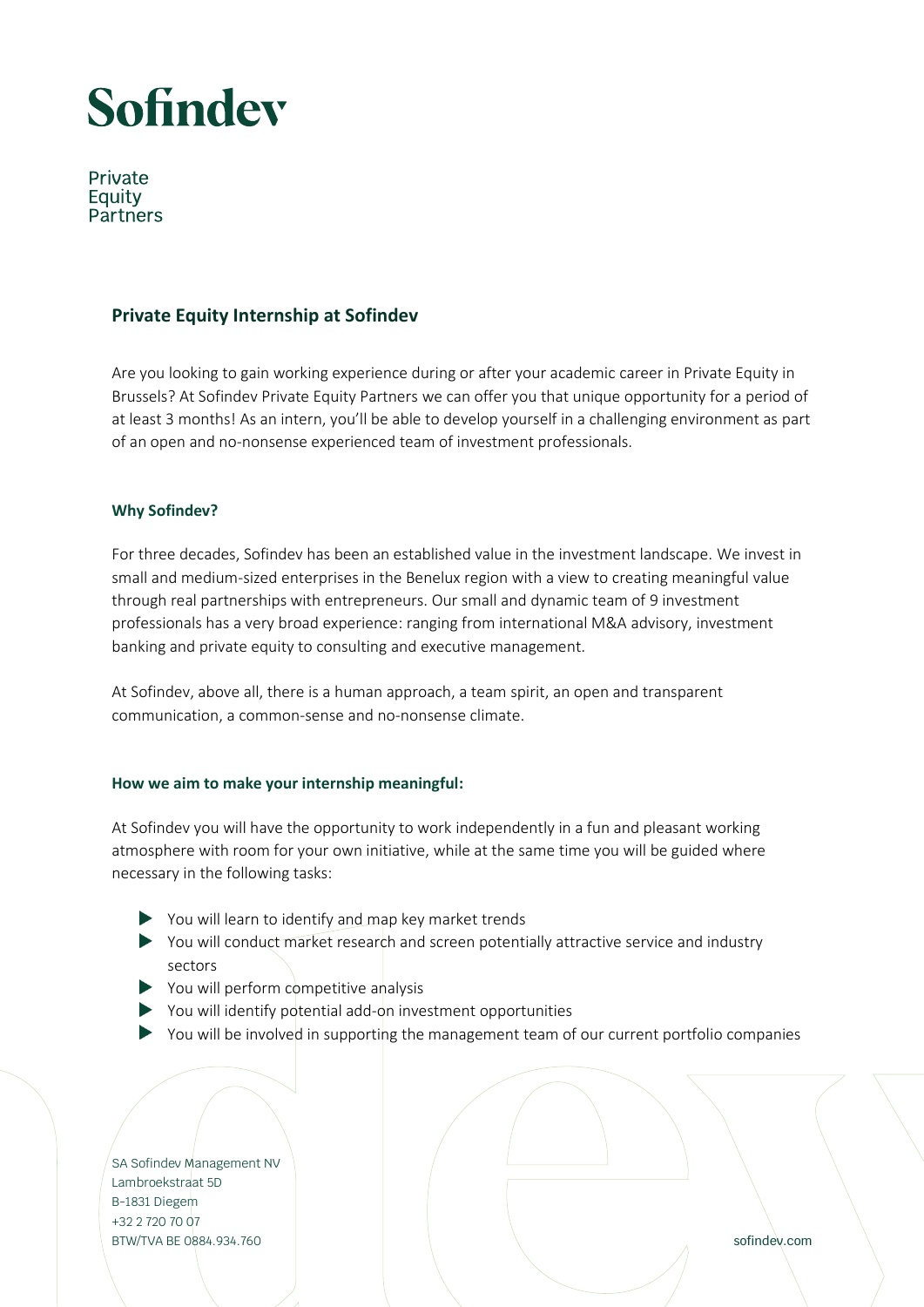# Sofindev

Private
Equity
Partners

## Private Equity Internship at Sofindev

Are you looking to gain working experience during or after your academic career in Private Equity in Brussels? At Sofindev Private Equity Partners we can offer you that unique opportunity for a period of at least 3 months! As an intern, you'll be able to develop yourself in a challenging environment as part of an open and no-nonsense experienced team of investment professionals.

### Why Sofindev?

For three decades, Sofindev has been an established value in the investment landscape. We invest in small and medium-sized enterprises in the Benelux region with a view to creating meaningful value through real partnerships with entrepreneurs. Our small and dynamic team of 9 investment professionals has a very broad experience: ranging from international M&A advisory, investment banking and private equity to consulting and executive management.

At Sofindev, above all, there is a human approach, a team spirit, an open and transparent communication, a common-sense and no-nonsense climate.

### How we aim to make your internship meaningful:

At Sofindev you will have the opportunity to work independently in a fun and pleasant working atmosphere with room for your own initiative, while at the same time you will be guided where necessary in the following tasks:

- You will learn to identify and map key market trends
- You will conduct market research and screen potentially attractive service and industry sectors
- You will perform competitive analysis
- You will identify potential add-on investment opportunities
- You will be involved in supporting the management team of our current portfolio companies

SA Sofindev Management NV
Lambroekstraat 5D
B-1831 Diegem
+32 2 720 70 07
BTW/TVA BE 0884.934.760

sofindev.com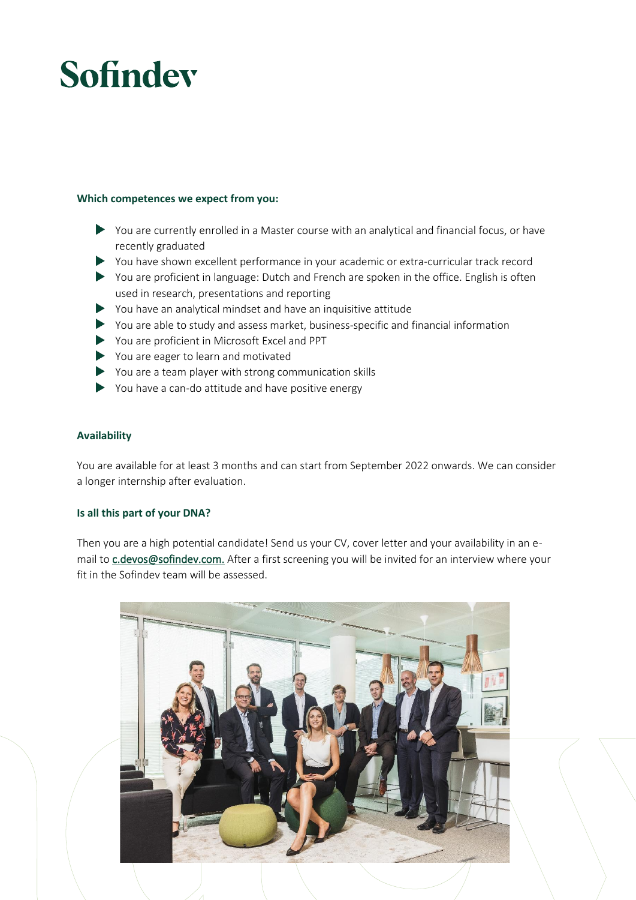# Sofindev

### Which competences we expect from you:

- You are currently enrolled in a Master course with an analytical and financial focus, or have recently graduated
- You have shown excellent performance in your academic or extra-curricular track record
- You are proficient in language: Dutch and French are spoken in the office. English is often used in research, presentations and reporting
- You have an analytical mindset and have an inquisitive attitude
- You are able to study and assess market, business-specific and financial information
- You are proficient in Microsoft Excel and PPT
- You are eager to learn and motivated
- You are a team player with strong communication skills
- You have a can-do attitude and have positive energy

### Availability

You are available for at least 3 months and can start from September 2022 onwards. We can consider a longer internship after evaluation.

### Is all this part of your DNA?

Then you are a high potential candidate! Send us your CV, cover letter and your availability in an e-mail to c.devos@sofindev.com. After a first screening you will be invited for an interview where your fit in the Sofindev team will be assessed.